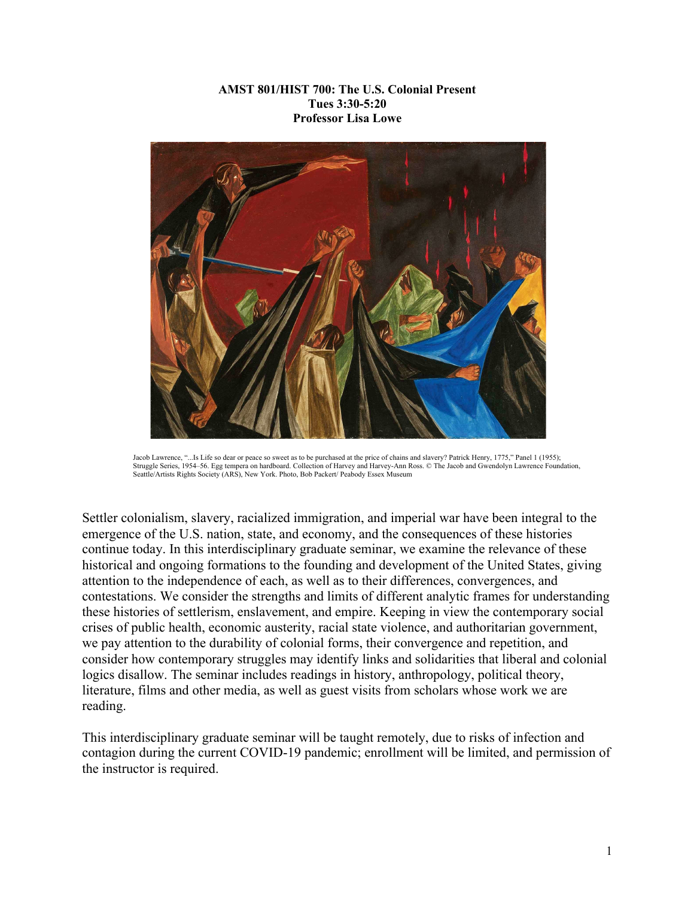**AMST 801/HIST 700: The U.S. Colonial Present**
**Tues 3:30-5:20**
**Professor Lisa Lowe**

Jacob Lawrence, "...Is Life so dear or peace so sweet as to be purchased at the price of chains and slavery? Patrick Henry, 1775," Panel 1 (1955); Struggle Series, 1954–56. Egg tempera on hardboard. Collection of Harvey and Harvey-Ann Ross. © The Jacob and Gwendolyn Lawrence Foundation, Seattle/Artists Rights Society (ARS), New York. Photo, Bob Packert/ Peabody Essex Museum

Settler colonialism, slavery, racialized immigration, and imperial war have been integral to the emergence of the U.S. nation, state, and economy, and the consequences of these histories continue today. In this interdisciplinary graduate seminar, we examine the relevance of these historical and ongoing formations to the founding and development of the United States, giving attention to the independence of each, as well as to their differences, convergences, and contestations. We consider the strengths and limits of different analytic frames for understanding these histories of settlerism, enslavement, and empire. Keeping in view the contemporary social crises of public health, economic austerity, racial state violence, and authoritarian government, we pay attention to the durability of colonial forms, their convergence and repetition, and consider how contemporary struggles may identify links and solidarities that liberal and colonial logics disallow. The seminar includes readings in history, anthropology, political theory, literature, films and other media, as well as guest visits from scholars whose work we are reading.

This interdisciplinary graduate seminar will be taught remotely, due to risks of infection and contagion during the current COVID-19 pandemic; enrollment will be limited, and permission of the instructor is required.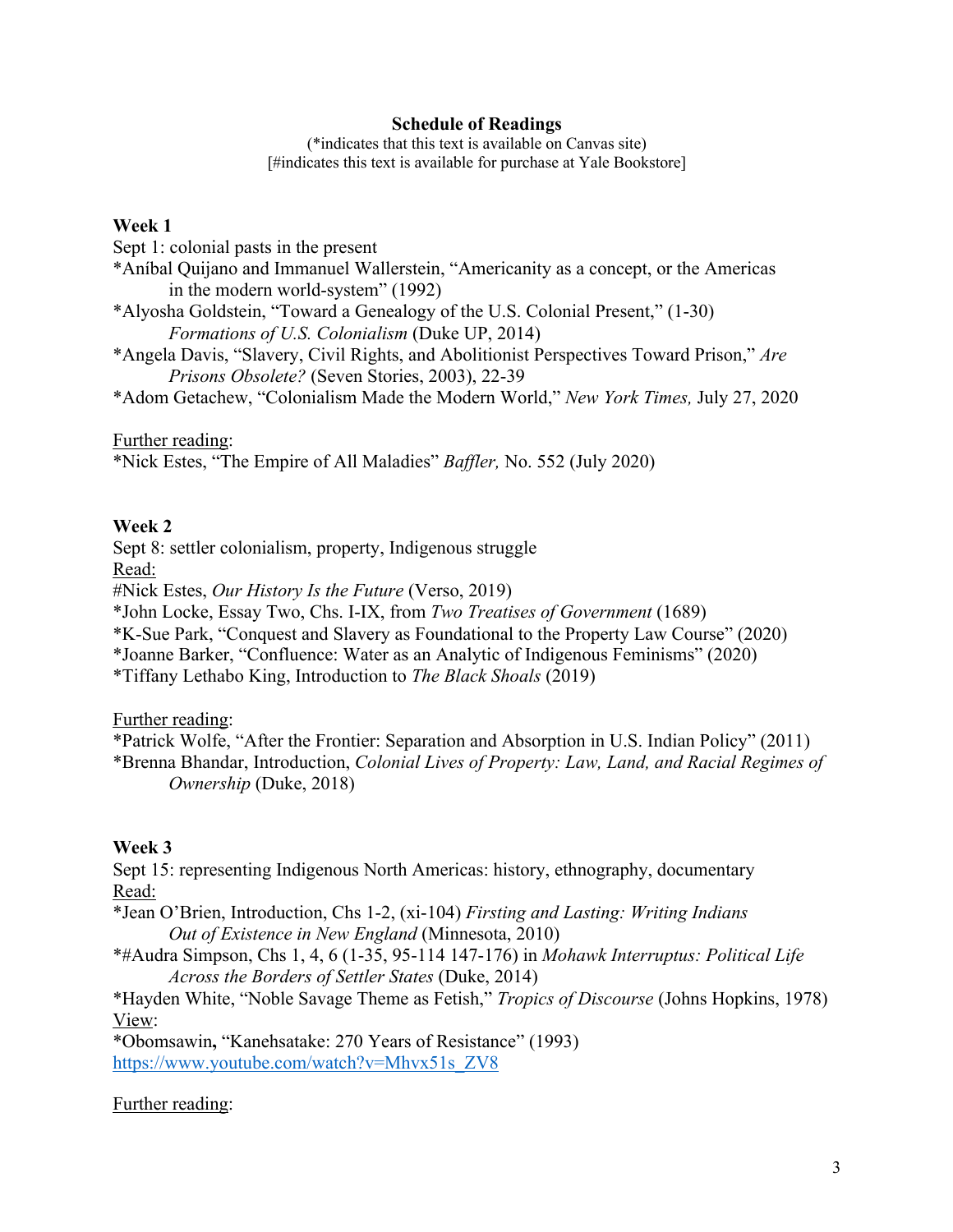## Schedule of Readings

(*indicates that this text is available on Canvas site)
[#indicates this text is available for purchase at Yale Bookstore]

### Week 1

Sept 1: colonial pasts in the present

*Aníbal Quijano and Immanuel Wallerstein, "Americanity as a concept, or the Americas in the modern world-system" (1992)

*Alyosha Goldstein, "Toward a Genealogy of the U.S. Colonial Present," (1-30) *Formations of U.S. Colonialism* (Duke UP, 2014)

*Angela Davis, "Slavery, Civil Rights, and Abolitionist Perspectives Toward Prison," *Are Prisons Obsolete?* (Seven Stories, 2003), 22-39

*Adom Getachew, "Colonialism Made the Modern World," *New York Times,* July 27, 2020

Further reading:

*Nick Estes, "The Empire of All Maladies" *Baffler,* No. 552 (July 2020)

### Week 2

Sept 8: settler colonialism, property, Indigenous struggle

Read:

#Nick Estes, *Our History Is the Future* (Verso, 2019)

*John Locke, Essay Two, Chs. I-IX, from *Two Treatises of Government* (1689)

*K-Sue Park, "Conquest and Slavery as Foundational to the Property Law Course" (2020)

*Joanne Barker, "Confluence: Water as an Analytic of Indigenous Feminisms" (2020)

*Tiffany Lethabo King, Introduction to *The Black Shoals* (2019)

Further reading:

*Patrick Wolfe, "After the Frontier: Separation and Absorption in U.S. Indian Policy" (2011)

*Brenna Bhandar, Introduction, *Colonial Lives of Property: Law, Land, and Racial Regimes of Ownership* (Duke, 2018)

### Week 3

Sept 15: representing Indigenous North Americas: history, ethnography, documentary

Read:

*Jean O'Brien, Introduction, Chs 1-2, (xi-104) *Firsting and Lasting: Writing Indians Out of Existence in New England* (Minnesota, 2010)

*#Audra Simpson, Chs 1, 4, 6 (1-35, 95-114 147-176) in *Mohawk Interruptus: Political Life Across the Borders of Settler States* (Duke, 2014)

*Hayden White, "Noble Savage Theme as Fetish," *Tropics of Discourse* (Johns Hopkins, 1978)

View:

*Obomsawin**,** "Kanehsatake: 270 Years of Resistance" (1993)
https://www.youtube.com/watch?v=Mhvx51s_ZV8

Further reading: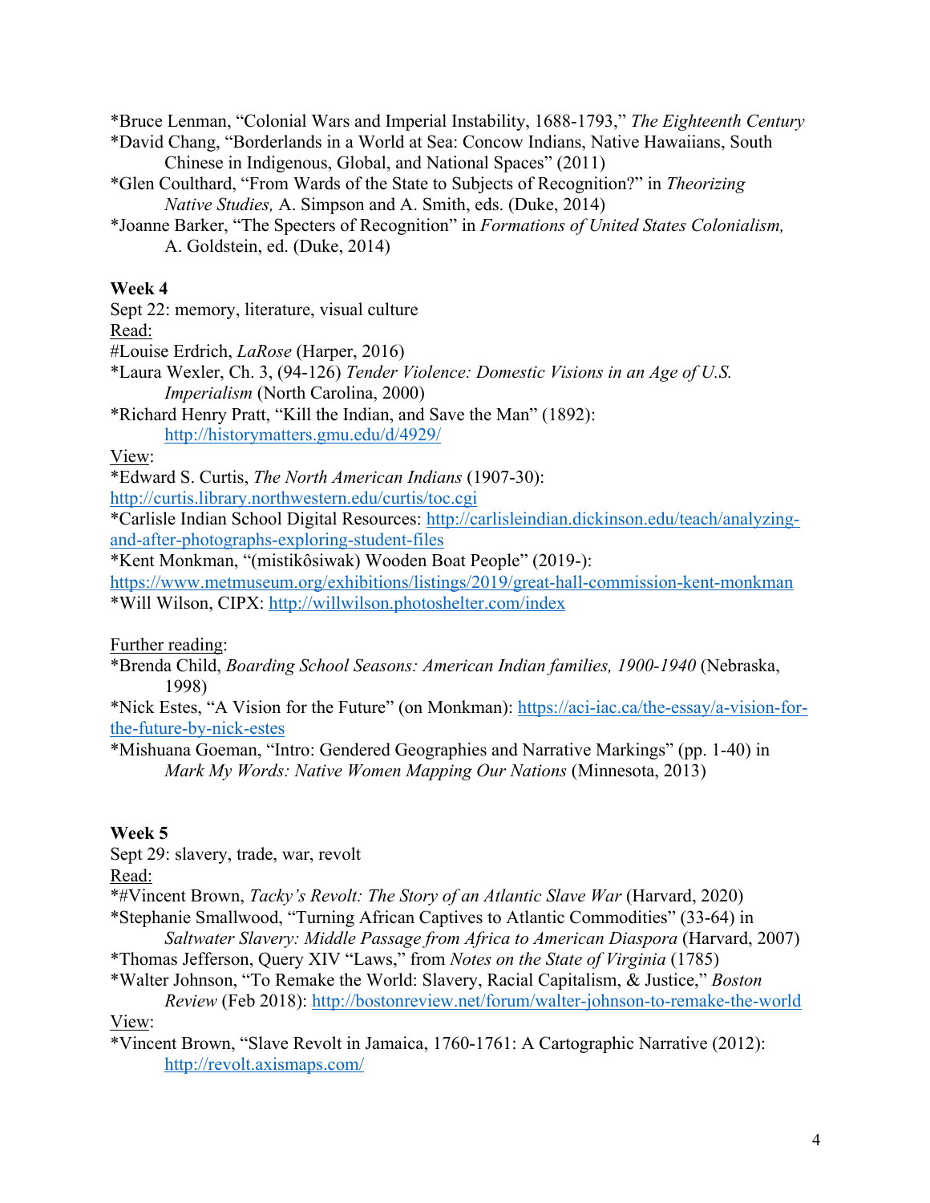*Bruce Lenman, "Colonial Wars and Imperial Instability, 1688-1793," *The Eighteenth Century*
*David Chang, "Borderlands in a World at Sea: Concow Indians, Native Hawaiians, South Chinese in Indigenous, Global, and National Spaces" (2011)
*Glen Coulthard, "From Wards of the State to Subjects of Recognition?" in *Theorizing Native Studies,* A. Simpson and A. Smith, eds. (Duke, 2014)
*Joanne Barker, "The Specters of Recognition" in *Formations of United States Colonialism,* A. Goldstein, ed. (Duke, 2014)

**Week 4**

Sept 22: memory, literature, visual culture

Read:

#Louise Erdrich, *LaRose* (Harper, 2016)
*Laura Wexler, Ch. 3, (94-126) *Tender Violence: Domestic Visions in an Age of U.S. Imperialism* (North Carolina, 2000)
*Richard Henry Pratt, "Kill the Indian, and Save the Man" (1892): http://historymatters.gmu.edu/d/4929/

View:

*Edward S. Curtis, *The North American Indians* (1907-30): http://curtis.library.northwestern.edu/curtis/toc.cgi
*Carlisle Indian School Digital Resources: http://carlisleindian.dickinson.edu/teach/analyzing-and-after-photographs-exploring-student-files
*Kent Monkman, "(mistikôsiwak) Wooden Boat People" (2019-): https://www.metmuseum.org/exhibitions/listings/2019/great-hall-commission-kent-monkman
*Will Wilson, CIPX: http://willwilson.photoshelter.com/index

Further reading:

*Brenda Child, *Boarding School Seasons: American Indian families, 1900-1940* (Nebraska, 1998)
*Nick Estes, "A Vision for the Future" (on Monkman): https://aci-iac.ca/the-essay/a-vision-for-the-future-by-nick-estes
*Mishuana Goeman, "Intro: Gendered Geographies and Narrative Markings" (pp. 1-40) in *Mark My Words: Native Women Mapping Our Nations* (Minnesota, 2013)

**Week 5**

Sept 29: slavery, trade, war, revolt

Read:

*#Vincent Brown, *Tacky's Revolt: The Story of an Atlantic Slave War* (Harvard, 2020)
*Stephanie Smallwood, "Turning African Captives to Atlantic Commodities" (33-64) in *Saltwater Slavery: Middle Passage from Africa to American Diaspora* (Harvard, 2007)
*Thomas Jefferson, Query XIV "Laws," from *Notes on the State of Virginia* (1785)
*Walter Johnson, "To Remake the World: Slavery, Racial Capitalism, & Justice," *Boston Review* (Feb 2018): http://bostonreview.net/forum/walter-johnson-to-remake-the-world

View:

*Vincent Brown, "Slave Revolt in Jamaica, 1760-1761: A Cartographic Narrative (2012): http://revolt.axismaps.com/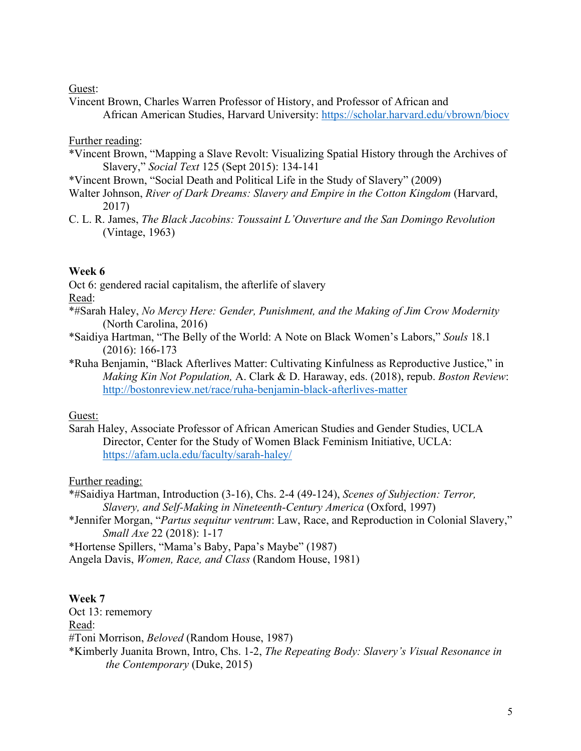Guest:

Vincent Brown, Charles Warren Professor of History, and Professor of African and African American Studies, Harvard University: https://scholar.harvard.edu/vbrown/biocv

Further reading:

*Vincent Brown, "Mapping a Slave Revolt: Visualizing Spatial History through the Archives of Slavery," *Social Text* 125 (Sept 2015): 134-141

*Vincent Brown, "Social Death and Political Life in the Study of Slavery" (2009)

Walter Johnson, *River of Dark Dreams: Slavery and Empire in the Cotton Kingdom* (Harvard, 2017)

C. L. R. James, *The Black Jacobins: Toussaint L'Ouverture and the San Domingo Revolution* (Vintage, 1963)

**Week 6**

Oct 6: gendered racial capitalism, the afterlife of slavery

Read:

*#Sarah Haley, *No Mercy Here: Gender, Punishment, and the Making of Jim Crow Modernity* (North Carolina, 2016)

*Saidiya Hartman, "The Belly of the World: A Note on Black Women's Labors," *Souls* 18.1 (2016): 166-173

*Ruha Benjamin, "Black Afterlives Matter: Cultivating Kinfulness as Reproductive Justice," in *Making Kin Not Population,* A. Clark & D. Haraway, eds. (2018), repub. *Boston Review*: http://bostonreview.net/race/ruha-benjamin-black-afterlives-matter

Guest:

Sarah Haley, Associate Professor of African American Studies and Gender Studies, UCLA Director, Center for the Study of Women Black Feminism Initiative, UCLA: https://afam.ucla.edu/faculty/sarah-haley/

Further reading:

*#Saidiya Hartman, Introduction (3-16), Chs. 2-4 (49-124), *Scenes of Subjection: Terror, Slavery, and Self-Making in Nineteenth-Century America* (Oxford, 1997)

*Jennifer Morgan, "*Partus sequitur ventrum*: Law, Race, and Reproduction in Colonial Slavery," *Small Axe* 22 (2018): 1-17

*Hortense Spillers, "Mama's Baby, Papa's Maybe" (1987)

Angela Davis, *Women, Race, and Class* (Random House, 1981)

**Week 7**

Oct 13: rememory

Read:

#Toni Morrison, *Beloved* (Random House, 1987)

*Kimberly Juanita Brown, Intro, Chs. 1-2, *The Repeating Body: Slavery's Visual Resonance in the Contemporary* (Duke, 2015)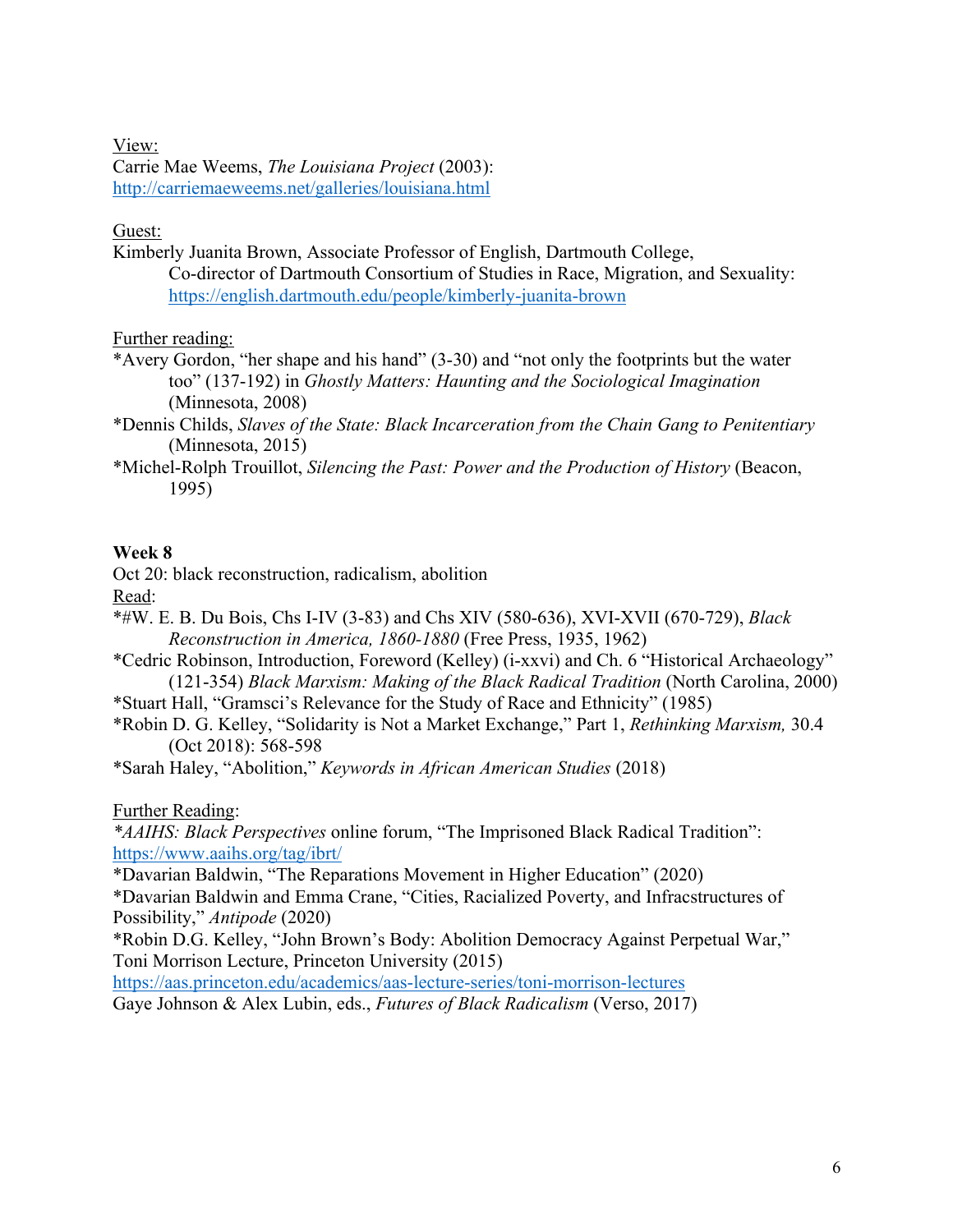View:
Carrie Mae Weems, *The Louisiana Project* (2003):
http://carriemaeweems.net/galleries/louisiana.html

Guest:
Kimberly Juanita Brown, Associate Professor of English, Dartmouth College,
Co-director of Dartmouth Consortium of Studies in Race, Migration, and Sexuality:
https://english.dartmouth.edu/people/kimberly-juanita-brown

Further reading:
*Avery Gordon, "her shape and his hand" (3-30) and "not only the footprints but the water too" (137-192) in *Ghostly Matters: Haunting and the Sociological Imagination* (Minnesota, 2008)
*Dennis Childs, *Slaves of the State: Black Incarceration from the Chain Gang to Penitentiary* (Minnesota, 2015)
*Michel-Rolph Trouillot, *Silencing the Past: Power and the Production of History* (Beacon, 1995)

**Week 8**
Oct 20: black reconstruction, radicalism, abolition
Read:
*#W. E. B. Du Bois, Chs I-IV (3-83) and Chs XIV (580-636), XVI-XVII (670-729), *Black Reconstruction in America, 1860-1880* (Free Press, 1935, 1962)
*Cedric Robinson, Introduction, Foreword (Kelley) (i-xxvi) and Ch. 6 "Historical Archaeology" (121-354) *Black Marxism: Making of the Black Radical Tradition* (North Carolina, 2000)
*Stuart Hall, "Gramsci's Relevance for the Study of Race and Ethnicity" (1985)
*Robin D. G. Kelley, "Solidarity is Not a Market Exchange," Part 1, *Rethinking Marxism,* 30.4 (Oct 2018): 568-598
*Sarah Haley, "Abolition," *Keywords in African American Studies* (2018)

Further Reading:
**AAIHS: Black Perspectives* online forum, "The Imprisoned Black Radical Tradition":
https://www.aaihs.org/tag/ibrt/
*Davarian Baldwin, "The Reparations Movement in Higher Education" (2020)
*Davarian Baldwin and Emma Crane, "Cities, Racialized Poverty, and Infracstructures of Possibility," *Antipode* (2020)
*Robin D.G. Kelley, "John Brown's Body: Abolition Democracy Against Perpetual War," Toni Morrison Lecture, Princeton University (2015)
https://aas.princeton.edu/academics/aas-lecture-series/toni-morrison-lectures
Gaye Johnson & Alex Lubin, eds., *Futures of Black Radicalism* (Verso, 2017)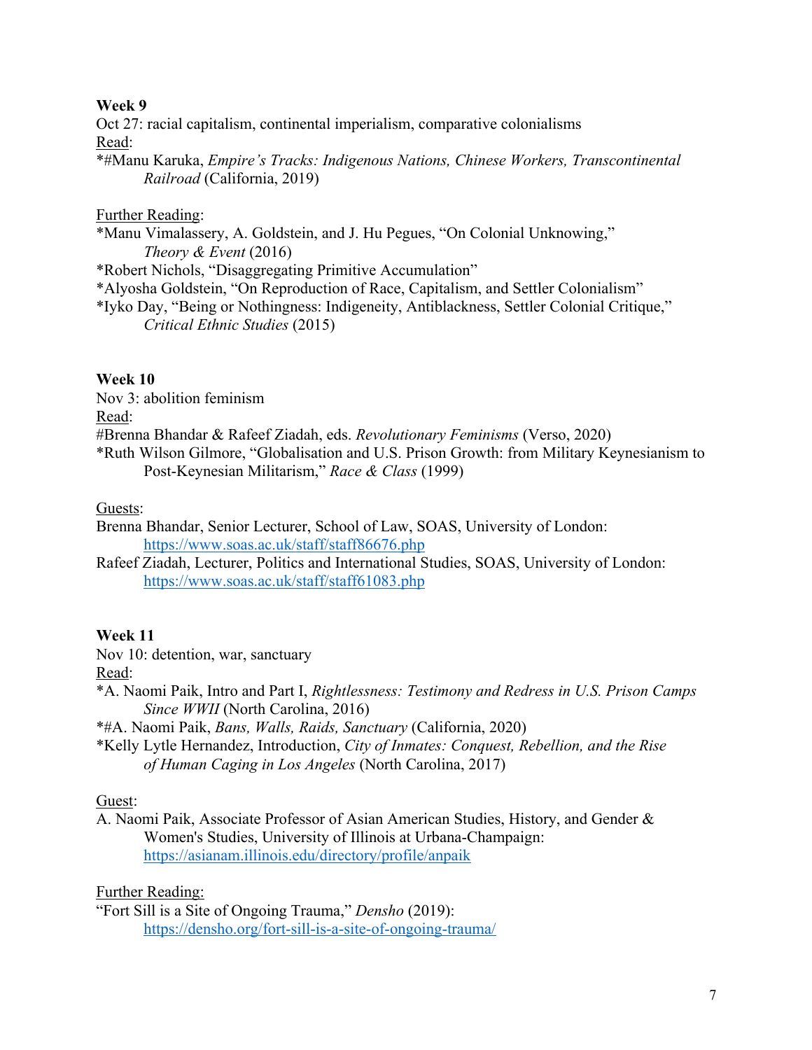**Week 9**

Oct 27: racial capitalism, continental imperialism, comparative colonialisms

<u>Read</u>:

*#Manu Karuka, *Empire's Tracks: Indigenous Nations, Chinese Workers, Transcontinental Railroad* (California, 2019)

<u>Further Reading</u>:

*Manu Vimalassery, A. Goldstein, and J. Hu Pegues, "On Colonial Unknowing," *Theory & Event* (2016)

*Robert Nichols, "Disaggregating Primitive Accumulation"

*Alyosha Goldstein, "On Reproduction of Race, Capitalism, and Settler Colonialism"

*Iyko Day, "Being or Nothingness: Indigeneity, Antiblackness, Settler Colonial Critique," *Critical Ethnic Studies* (2015)

**Week 10**

Nov 3: abolition feminism

<u>Read</u>:

#Brenna Bhandar & Rafeef Ziadah, eds. *Revolutionary Feminisms* (Verso, 2020)

*Ruth Wilson Gilmore, "Globalisation and U.S. Prison Growth: from Military Keynesianism to Post-Keynesian Militarism," *Race & Class* (1999)

<u>Guests</u>:

Brenna Bhandar, Senior Lecturer, School of Law, SOAS, University of London: https://www.soas.ac.uk/staff/staff86676.php

Rafeef Ziadah, Lecturer, Politics and International Studies, SOAS, University of London: https://www.soas.ac.uk/staff/staff61083.php

**Week 11**

Nov 10: detention, war, sanctuary

<u>Read</u>:

*A. Naomi Paik, Intro and Part I, *Rightlessness: Testimony and Redress in U.S. Prison Camps Since WWII* (North Carolina, 2016)

*#A. Naomi Paik, *Bans, Walls, Raids, Sanctuary* (California, 2020)

*Kelly Lytle Hernandez, Introduction, *City of Inmates: Conquest, Rebellion, and the Rise of Human Caging in Los Angeles* (North Carolina, 2017)

<u>Guest</u>:

A. Naomi Paik, Associate Professor of Asian American Studies, History, and Gender & Women's Studies, University of Illinois at Urbana-Champaign: https://asianam.illinois.edu/directory/profile/anpaik

<u>Further Reading:</u>

"Fort Sill is a Site of Ongoing Trauma," *Densho* (2019): https://densho.org/fort-sill-is-a-site-of-ongoing-trauma/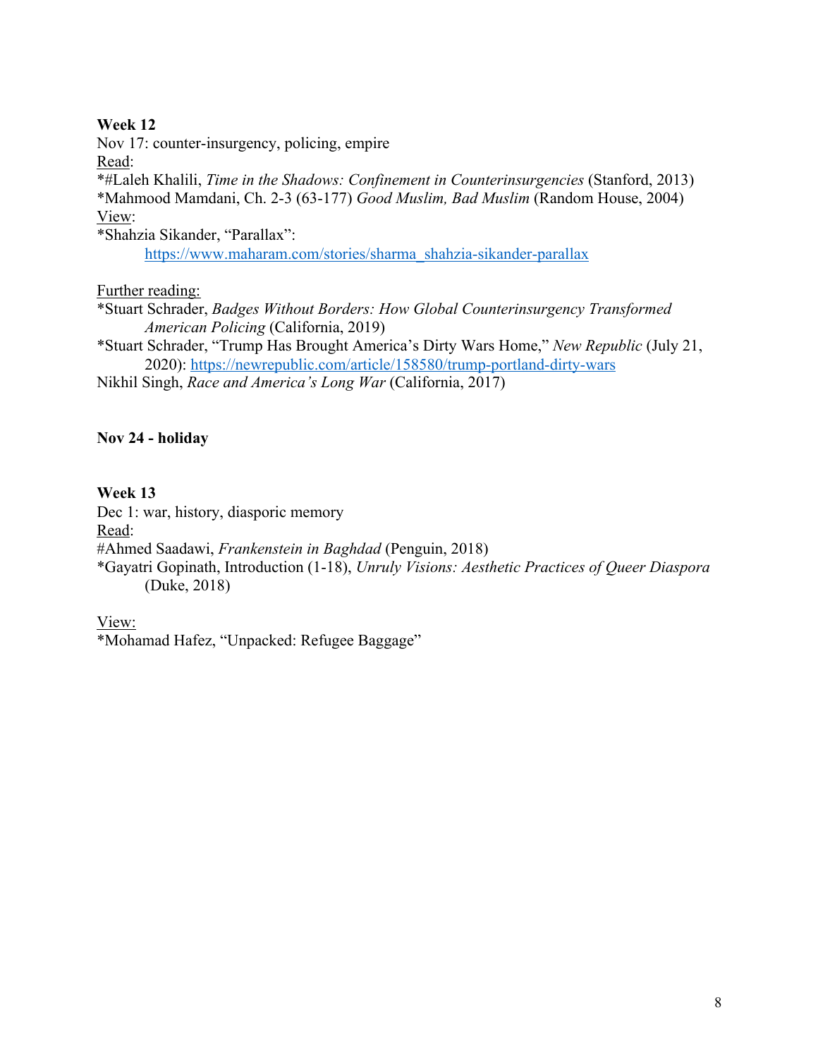**Week 12**

Nov 17: counter-insurgency, policing, empire

<u>Read</u>:

*#Laleh Khalili, *Time in the Shadows: Confinement in Counterinsurgencies* (Stanford, 2013)

*Mahmood Mamdani, Ch. 2-3 (63-177) *Good Muslim, Bad Muslim* (Random House, 2004)

<u>View</u>:

*Shahzia Sikander, "Parallax":
https://www.maharam.com/stories/sharma_shahzia-sikander-parallax

<u>Further reading:</u>

*Stuart Schrader, *Badges Without Borders: How Global Counterinsurgency Transformed American Policing* (California, 2019)

*Stuart Schrader, "Trump Has Brought America's Dirty Wars Home," *New Republic* (July 21, 2020): https://newrepublic.com/article/158580/trump-portland-dirty-wars

Nikhil Singh, *Race and America's Long War* (California, 2017)

**Nov 24 - holiday**

**Week 13**

Dec 1: war, history, diasporic memory

<u>Read</u>:

#Ahmed Saadawi, *Frankenstein in Baghdad* (Penguin, 2018)

*Gayatri Gopinath, Introduction (1-18), *Unruly Visions: Aesthetic Practices of Queer Diaspora* (Duke, 2018)

<u>View:</u>

*Mohamad Hafez, "Unpacked: Refugee Baggage"